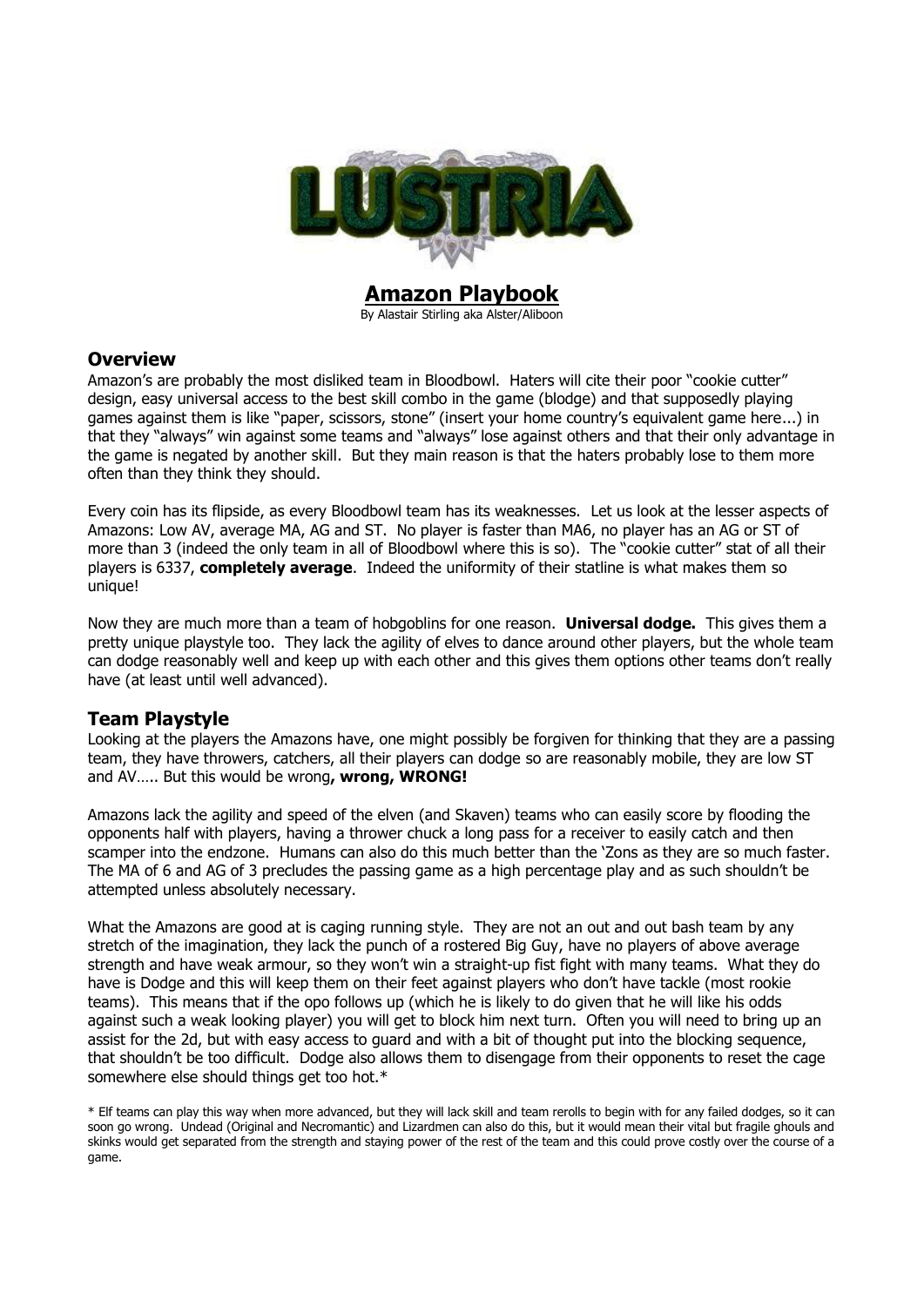# Amazon Playbook

By Alastair Stirling aka Alster/Aliboon

## Overview

Amazon's are probably the most disliked team in Bloodbowl. Haters will cite their poor "cookie cutter" design, easy universal access to the best skill combo in the game (blodge) and that supposedly playing games against them is like "paper, scissors, stone" (insert your home country's equivalent game here...) in that they "always" win against some teams and "always" lose against others and that their only advantage in the game is negated by another skill. But they main reason is that the haters probably lose to them more often than they think they should.

Every coin has its flipside, as every Bloodbowl team has its weaknesses. Let us look at the lesser aspects of Amazons: Low AV, average MA, AG and ST. No player is faster than MA6, no player has an AG or ST of more than 3 (indeed the only team in all of Bloodbowl where this is so). The "cookie cutter" stat of all their players is 6337, **completely average**. Indeed the uniformity of their statline is what makes them so unique!

Now they are much more than a team of hobgoblins for one reason. **Universal dodge.** This gives them a pretty unique playstyle too. They lack the agility of elves to dance around other players, but the whole team can dodge reasonably well and keep up with each other and this gives them options other teams don't really have (at least until well advanced).

## Team Playstyle

Looking at the players the Amazons have, one might possibly be forgiven for thinking that they are a passing team, they have throwers, catchers, all their players can dodge so are reasonably mobile, they are low ST and AV….. But this would be wrong**, wrong, WRONG!**

Amazons lack the agility and speed of the elven (and Skaven) teams who can easily score by flooding the opponents half with players, having a thrower chuck a long pass for a receiver to easily catch and then scamper into the endzone. Humans can also do this much better than the 'Zons as they are so much faster. The MA of 6 and AG of 3 precludes the passing game as a high percentage play and as such shouldn't be attempted unless absolutely necessary.

What the Amazons are good at is caging running style. They are not an out and out bash team by any stretch of the imagination, they lack the punch of a rostered Big Guy, have no players of above average strength and have weak armour, so they won't win a straight-up fist fight with many teams. What they do have is Dodge and this will keep them on their feet against players who don't have tackle (most rookie teams). This means that if the opo follows up (which he is likely to do given that he will like his odds against such a weak looking player) you will get to block him next turn. Often you will need to bring up an assist for the 2d, but with easy access to guard and with a bit of thought put into the blocking sequence, that shouldn't be too difficult. Dodge also allows them to disengage from their opponents to reset the cage somewhere else should things get too hot.*

* Elf teams can play this way when more advanced, but they will lack skill and team rerolls to begin with for any failed dodges, so it can soon go wrong. Undead (Original and Necromantic) and Lizardmen can also do this, but it would mean their vital but fragile ghouls and skinks would get separated from the strength and staying power of the rest of the team and this could prove costly over the course of a game.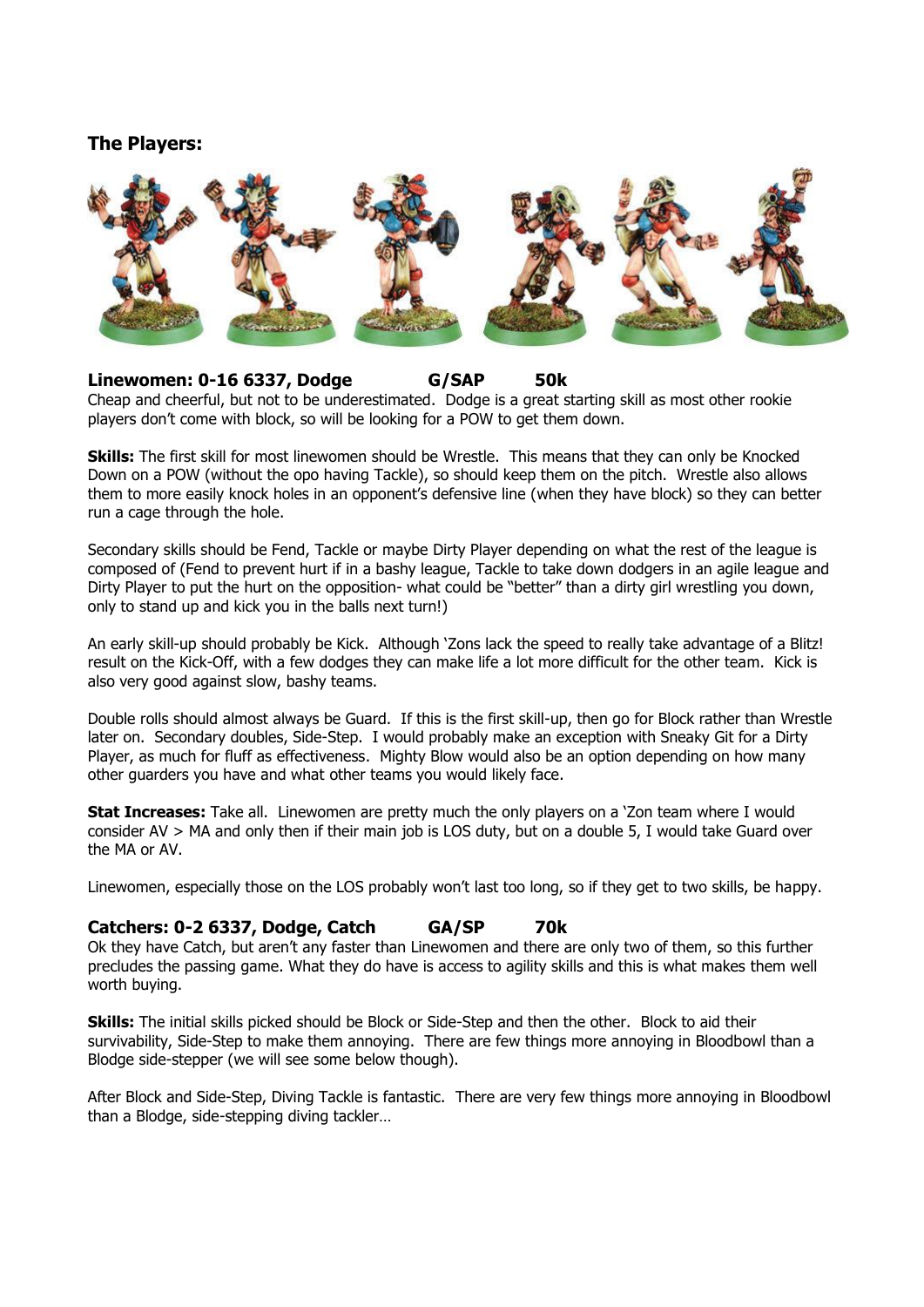## The Players:

**Linewomen: 0-16 6337, Dodge G/SAP 50k**

Cheap and cheerful, but not to be underestimated. Dodge is a great starting skill as most other rookie players don't come with block, so will be looking for a POW to get them down.

**Skills:** The first skill for most linewomen should be Wrestle. This means that they can only be Knocked Down on a POW (without the opo having Tackle), so should keep them on the pitch. Wrestle also allows them to more easily knock holes in an opponent's defensive line (when they have block) so they can better run a cage through the hole.

Secondary skills should be Fend, Tackle or maybe Dirty Player depending on what the rest of the league is composed of (Fend to prevent hurt if in a bashy league, Tackle to take down dodgers in an agile league and Dirty Player to put the hurt on the opposition- what could be "better" than a dirty girl wrestling you down, only to stand up and kick you in the balls next turn!)

An early skill-up should probably be Kick. Although 'Zons lack the speed to really take advantage of a Blitz! result on the Kick-Off, with a few dodges they can make life a lot more difficult for the other team. Kick is also very good against slow, bashy teams.

Double rolls should almost always be Guard. If this is the first skill-up, then go for Block rather than Wrestle later on. Secondary doubles, Side-Step. I would probably make an exception with Sneaky Git for a Dirty Player, as much for fluff as effectiveness. Mighty Blow would also be an option depending on how many other guarders you have and what other teams you would likely face.

**Stat Increases:** Take all. Linewomen are pretty much the only players on a 'Zon team where I would consider AV > MA and only then if their main job is LOS duty, but on a double 5, I would take Guard over the MA or AV.

Linewomen, especially those on the LOS probably won't last too long, so if they get to two skills, be happy.

**Catchers: 0-2 6337, Dodge, Catch GA/SP 70k**

Ok they have Catch, but aren't any faster than Linewomen and there are only two of them, so this further precludes the passing game. What they do have is access to agility skills and this is what makes them well worth buying.

**Skills:** The initial skills picked should be Block or Side-Step and then the other. Block to aid their survivability, Side-Step to make them annoying. There are few things more annoying in Bloodbowl than a Blodge side-stepper (we will see some below though).

After Block and Side-Step, Diving Tackle is fantastic. There are very few things more annoying in Bloodbowl than a Blodge, side-stepping diving tackler…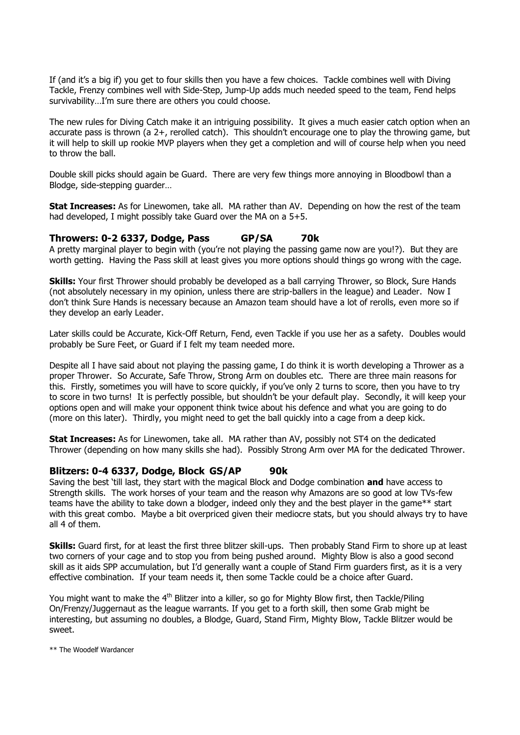If (and it's a big if) you get to four skills then you have a few choices. Tackle combines well with Diving Tackle, Frenzy combines well with Side-Step, Jump-Up adds much needed speed to the team, Fend helps survivability…I'm sure there are others you could choose.

The new rules for Diving Catch make it an intriguing possibility. It gives a much easier catch option when an accurate pass is thrown (a 2+, rerolled catch). This shouldn't encourage one to play the throwing game, but it will help to skill up rookie MVP players when they get a completion and will of course help when you need to throw the ball.

Double skill picks should again be Guard. There are very few things more annoying in Bloodbowl than a Blodge, side-stepping guarder…

**Stat Increases:** As for Linewomen, take all. MA rather than AV. Depending on how the rest of the team had developed, I might possibly take Guard over the MA on a 5+5.

### Throwers: 0-2 6337, Dodge, Pass GP/SA 70k

A pretty marginal player to begin with (you're not playing the passing game now are you!?). But they are worth getting. Having the Pass skill at least gives you more options should things go wrong with the cage.

**Skills:** Your first Thrower should probably be developed as a ball carrying Thrower, so Block, Sure Hands (not absolutely necessary in my opinion, unless there are strip-ballers in the league) and Leader. Now I don't think Sure Hands is necessary because an Amazon team should have a lot of rerolls, even more so if they develop an early Leader.

Later skills could be Accurate, Kick-Off Return, Fend, even Tackle if you use her as a safety. Doubles would probably be Sure Feet, or Guard if I felt my team needed more.

Despite all I have said about not playing the passing game, I do think it is worth developing a Thrower as a proper Thrower. So Accurate, Safe Throw, Strong Arm on doubles etc. There are three main reasons for this. Firstly, sometimes you will have to score quickly, if you've only 2 turns to score, then you have to try to score in two turns! It is perfectly possible, but shouldn't be your default play. Secondly, it will keep your options open and will make your opponent think twice about his defence and what you are going to do (more on this later). Thirdly, you might need to get the ball quickly into a cage from a deep kick.

**Stat Increases:** As for Linewomen, take all. MA rather than AV, possibly not ST4 on the dedicated Thrower (depending on how many skills she had). Possibly Strong Arm over MA for the dedicated Thrower.

### Blitzers: 0-4 6337, Dodge, Block GS/AP 90k

Saving the best 'till last, they start with the magical Block and Dodge combination **and** have access to Strength skills. The work horses of your team and the reason why Amazons are so good at low TVs-few teams have the ability to take down a blodger, indeed only they and the best player in the game** start with this great combo. Maybe a bit overpriced given their mediocre stats, but you should always try to have all 4 of them.

**Skills:** Guard first, for at least the first three blitzer skill-ups. Then probably Stand Firm to shore up at least two corners of your cage and to stop you from being pushed around. Mighty Blow is also a good second skill as it aids SPP accumulation, but I'd generally want a couple of Stand Firm guarders first, as it is a very effective combination. If your team needs it, then some Tackle could be a choice after Guard.

You might want to make the 4th Blitzer into a killer, so go for Mighty Blow first, then Tackle/Piling On/Frenzy/Juggernaut as the league warrants. If you get to a forth skill, then some Grab might be interesting, but assuming no doubles, a Blodge, Guard, Stand Firm, Mighty Blow, Tackle Blitzer would be sweet.

** The Woodelf Wardancer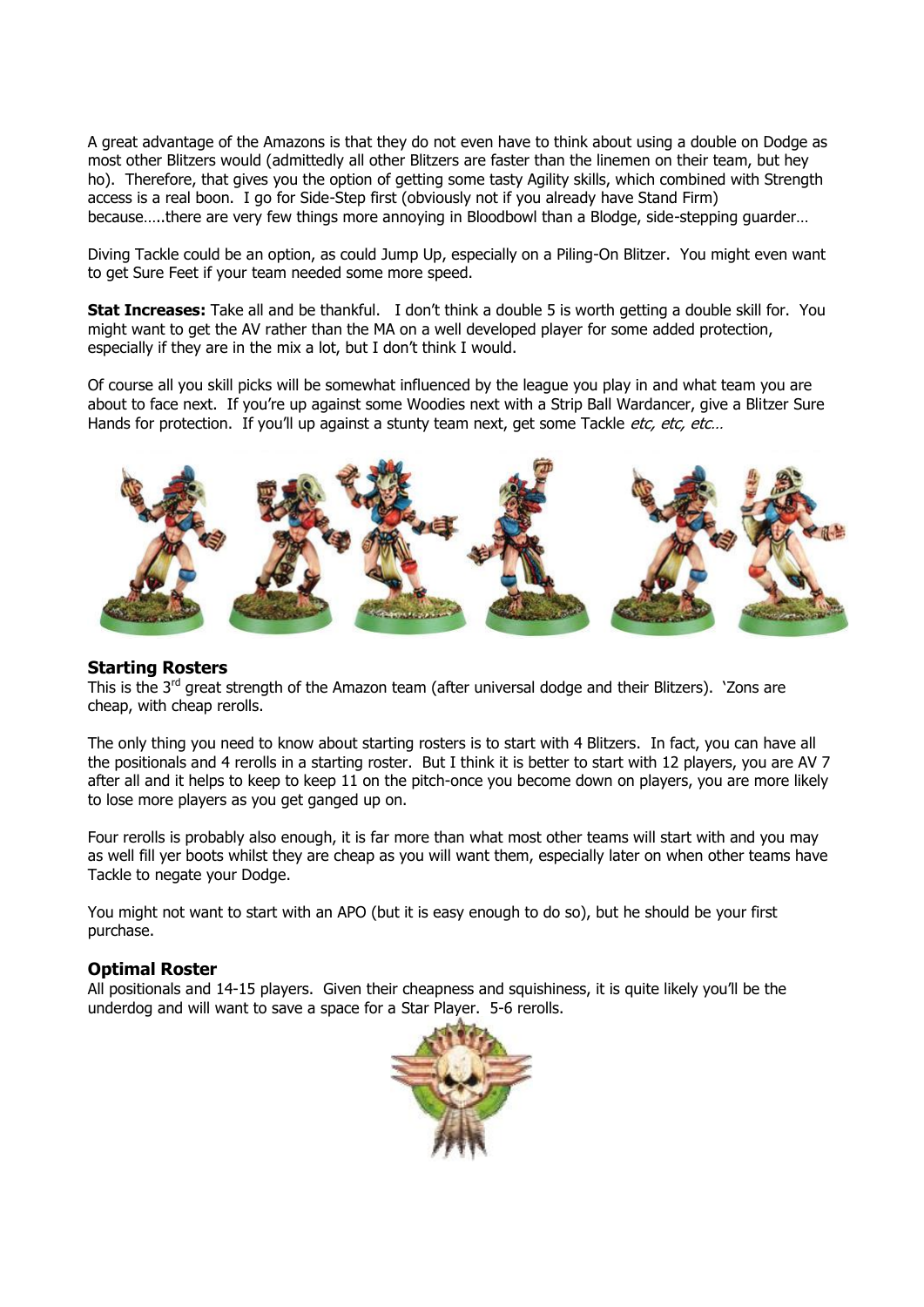A great advantage of the Amazons is that they do not even have to think about using a double on Dodge as most other Blitzers would (admittedly all other Blitzers are faster than the linemen on their team, but hey ho). Therefore, that gives you the option of getting some tasty Agility skills, which combined with Strength access is a real boon. I go for Side-Step first (obviously not if you already have Stand Firm) because…..there are very few things more annoying in Bloodbowl than a Blodge, side-stepping guarder…

Diving Tackle could be an option, as could Jump Up, especially on a Piling-On Blitzer. You might even want to get Sure Feet if your team needed some more speed.

**Stat Increases:** Take all and be thankful. I don't think a double 5 is worth getting a double skill for. You might want to get the AV rather than the MA on a well developed player for some added protection, especially if they are in the mix a lot, but I don't think I would.

Of course all you skill picks will be somewhat influenced by the league you play in and what team you are about to face next. If you're up against some Woodies next with a Strip Ball Wardancer, give a Blitzer Sure Hands for protection. If you'll up against a stunty team next, get some Tackle *etc, etc, etc…*

### Starting Rosters

This is the 3rd great strength of the Amazon team (after universal dodge and their Blitzers). 'Zons are cheap, with cheap rerolls.

The only thing you need to know about starting rosters is to start with 4 Blitzers. In fact, you can have all the positionals and 4 rerolls in a starting roster. But I think it is better to start with 12 players, you are AV 7 after all and it helps to keep to keep 11 on the pitch-once you become down on players, you are more likely to lose more players as you get ganged up on.

Four rerolls is probably also enough, it is far more than what most other teams will start with and you may as well fill yer boots whilst they are cheap as you will want them, especially later on when other teams have Tackle to negate your Dodge.

You might not want to start with an APO (but it is easy enough to do so), but he should be your first purchase.

### Optimal Roster

All positionals and 14-15 players. Given their cheapness and squishiness, it is quite likely you'll be the underdog and will want to save a space for a Star Player. 5-6 rerolls.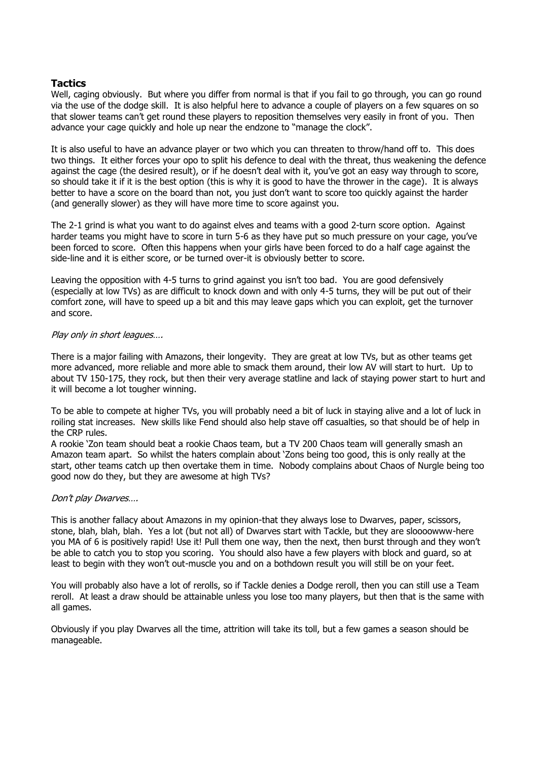## Tactics

Well, caging obviously. But where you differ from normal is that if you fail to go through, you can go round via the use of the dodge skill. It is also helpful here to advance a couple of players on a few squares on so that slower teams can't get round these players to reposition themselves very easily in front of you. Then advance your cage quickly and hole up near the endzone to "manage the clock".

It is also useful to have an advance player or two which you can threaten to throw/hand off to. This does two things. It either forces your opo to split his defence to deal with the threat, thus weakening the defence against the cage (the desired result), or if he doesn't deal with it, you've got an easy way through to score, so should take it if it is the best option (this is why it is good to have the thrower in the cage). It is always better to have a score on the board than not, you just don't want to score too quickly against the harder (and generally slower) as they will have more time to score against you.

The 2-1 grind is what you want to do against elves and teams with a good 2-turn score option. Against harder teams you might have to score in turn 5-6 as they have put so much pressure on your cage, you've been forced to score. Often this happens when your girls have been forced to do a half cage against the side-line and it is either score, or be turned over-it is obviously better to score.

Leaving the opposition with 4-5 turns to grind against you isn't too bad. You are good defensively (especially at low TVs) as are difficult to knock down and with only 4-5 turns, they will be put out of their comfort zone, will have to speed up a bit and this may leave gaps which you can exploit, get the turnover and score.

*Play only in short leagues….*

There is a major failing with Amazons, their longevity. They are great at low TVs, but as other teams get more advanced, more reliable and more able to smack them around, their low AV will start to hurt. Up to about TV 150-175, they rock, but then their very average statline and lack of staying power start to hurt and it will become a lot tougher winning.

To be able to compete at higher TVs, you will probably need a bit of luck in staying alive and a lot of luck in roiling stat increases. New skills like Fend should also help stave off casualties, so that should be of help in the CRP rules.
A rookie 'Zon team should beat a rookie Chaos team, but a TV 200 Chaos team will generally smash an Amazon team apart. So whilst the haters complain about 'Zons being too good, this is only really at the start, other teams catch up then overtake them in time. Nobody complains about Chaos of Nurgle being too good now do they, but they are awesome at high TVs?

*Don't play Dwarves….*

This is another fallacy about Amazons in my opinion-that they always lose to Dwarves, paper, scissors, stone, blah, blah, blah. Yes a lot (but not all) of Dwarves start with Tackle, but they are sloooowww-here you MA of 6 is positively rapid! Use it! Pull them one way, then the next, then burst through and they won't be able to catch you to stop you scoring. You should also have a few players with block and guard, so at least to begin with they won't out-muscle you and on a bothdown result you will still be on your feet.

You will probably also have a lot of rerolls, so if Tackle denies a Dodge reroll, then you can still use a Team reroll. At least a draw should be attainable unless you lose too many players, but then that is the same with all games.

Obviously if you play Dwarves all the time, attrition will take its toll, but a few games a season should be manageable.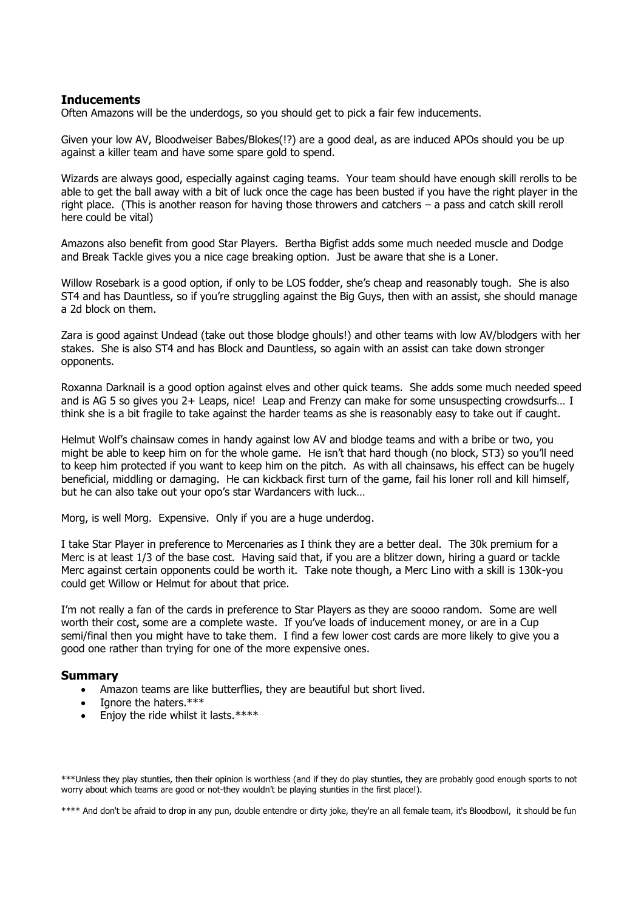## Inducements

Often Amazons will be the underdogs, so you should get to pick a fair few inducements.

Given your low AV, Bloodweiser Babes/Blokes(!?) are a good deal, as are induced APOs should you be up against a killer team and have some spare gold to spend.

Wizards are always good, especially against caging teams. Your team should have enough skill rerolls to be able to get the ball away with a bit of luck once the cage has been busted if you have the right player in the right place. (This is another reason for having those throwers and catchers – a pass and catch skill reroll here could be vital)

Amazons also benefit from good Star Players. Bertha Bigfist adds some much needed muscle and Dodge and Break Tackle gives you a nice cage breaking option. Just be aware that she is a Loner.

Willow Rosebark is a good option, if only to be LOS fodder, she's cheap and reasonably tough. She is also ST4 and has Dauntless, so if you're struggling against the Big Guys, then with an assist, she should manage a 2d block on them.

Zara is good against Undead (take out those blodge ghouls!) and other teams with low AV/blodgers with her stakes. She is also ST4 and has Block and Dauntless, so again with an assist can take down stronger opponents.

Roxanna Darknail is a good option against elves and other quick teams. She adds some much needed speed and is AG 5 so gives you 2+ Leaps, nice! Leap and Frenzy can make for some unsuspecting crowdsurfs… I think she is a bit fragile to take against the harder teams as she is reasonably easy to take out if caught.

Helmut Wolf's chainsaw comes in handy against low AV and blodge teams and with a bribe or two, you might be able to keep him on for the whole game. He isn't that hard though (no block, ST3) so you'll need to keep him protected if you want to keep him on the pitch. As with all chainsaws, his effect can be hugely beneficial, middling or damaging. He can kickback first turn of the game, fail his loner roll and kill himself, but he can also take out your opo's star Wardancers with luck…

Morg, is well Morg. Expensive. Only if you are a huge underdog.

I take Star Player in preference to Mercenaries as I think they are a better deal. The 30k premium for a Merc is at least 1/3 of the base cost. Having said that, if you are a blitzer down, hiring a guard or tackle Merc against certain opponents could be worth it. Take note though, a Merc Lino with a skill is 130k-you could get Willow or Helmut for about that price.

I'm not really a fan of the cards in preference to Star Players as they are soooo random. Some are well worth their cost, some are a complete waste. If you've loads of inducement money, or are in a Cup semi/final then you might have to take them. I find a few lower cost cards are more likely to give you a good one rather than trying for one of the more expensive ones.

## Summary

- Amazon teams are like butterflies, they are beautiful but short lived.
- Ignore the haters.***
- Enjoy the ride whilst it lasts.****

***Unless they play stunties, then their opinion is worthless (and if they do play stunties, they are probably good enough sports to not worry about which teams are good or not-they wouldn't be playing stunties in the first place!).

**** And don't be afraid to drop in any pun, double entendre or dirty joke, they're an all female team, it's Bloodbowl, it should be fun